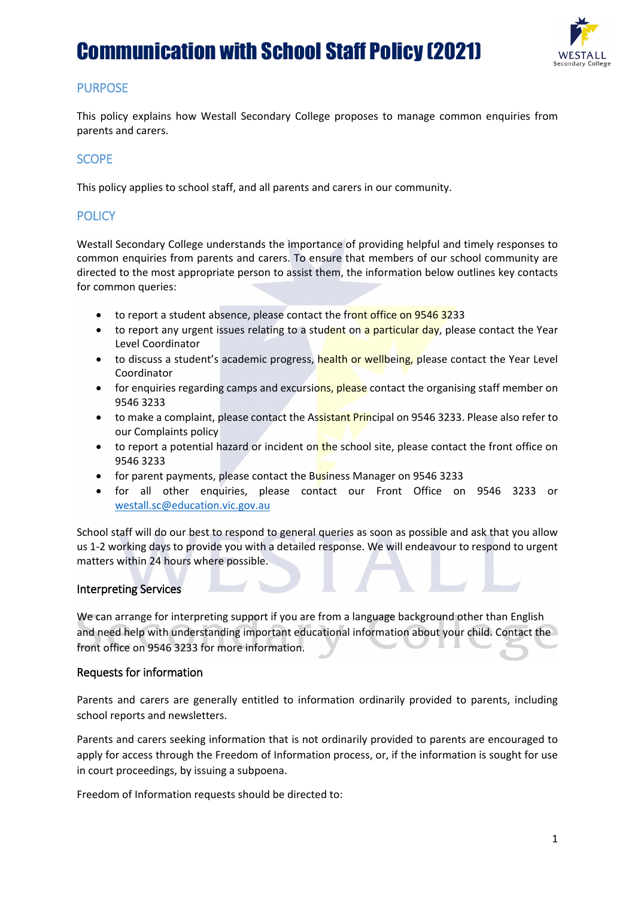# Communication with School Staff Policy (2021)

## PURPOSE

This policy explains how Westall Secondary College proposes to manage common enquiries from parents and carers.

## SCOPE

This policy applies to school staff, and all parents and carers in our community.

## POLICY

Westall Secondary College understands the importance of providing helpful and timely responses to common enquiries from parents and carers. To ensure that members of our school community are directed to the most appropriate person to assist them, the information below outlines key contacts for common queries:

- to report a student absence, please contact the front office on 9546 3233
- to report any urgent issues relating to a student on a particular day, please contact the Year Level Coordinator
- to discuss a student's academic progress, health or wellbeing, please contact the Year Level Coordinator
- for enquiries regarding camps and excursions, please contact the organising staff member on 9546 3233
- to make a complaint, please contact the Assistant Principal on 9546 3233. Please also refer to our Complaints policy
- to report a potential hazard or incident on the school site, please contact the front office on 9546 3233
- for parent payments, please contact the Business Manager on 9546 3233
- for all other enquiries, please contact our Front Office on 9546 3233 or westall.sc@education.vic.gov.au

School staff will do our best to respond to general queries as soon as possible and ask that you allow us 1-2 working days to provide you with a detailed response. We will endeavour to respond to urgent matters within 24 hours where possible.

### Interpreting Services

We can arrange for interpreting support if you are from a language background other than English and need help with understanding important educational information about your child. Contact the front office on 9546 3233 for more information.

### Requests for information

Parents and carers are generally entitled to information ordinarily provided to parents, including school reports and newsletters.

Parents and carers seeking information that is not ordinarily provided to parents are encouraged to apply for access through the Freedom of Information process, or, if the information is sought for use in court proceedings, by issuing a subpoena.

Freedom of Information requests should be directed to: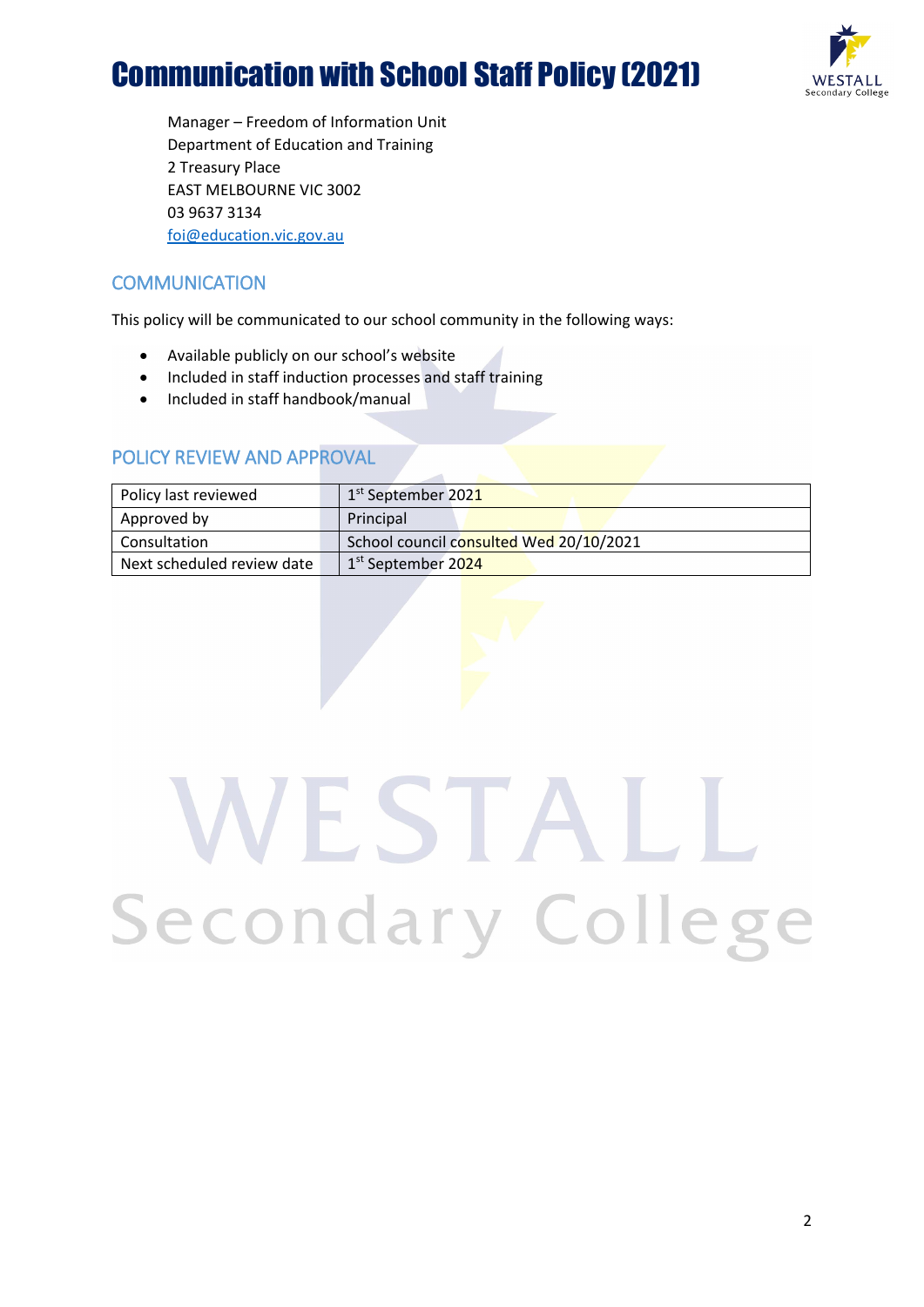Manager – Freedom of Information Unit
Department of Education and Training
2 Treasury Place
EAST MELBOURNE VIC 3002
03 9637 3134
foi@education.vic.gov.au

## COMMUNICATION

This policy will be communicated to our school community in the following ways:

- Available publicly on our school's website
- Included in staff induction processes and staff training
- Included in staff handbook/manual

## POLICY REVIEW AND APPROVAL

| | |
|---|---|
| Policy last reviewed | 1st September 2021 |
| Approved by | Principal |
| Consultation | School council consulted Wed 20/10/2021 |
| Next scheduled review date | 1st September 2024 |